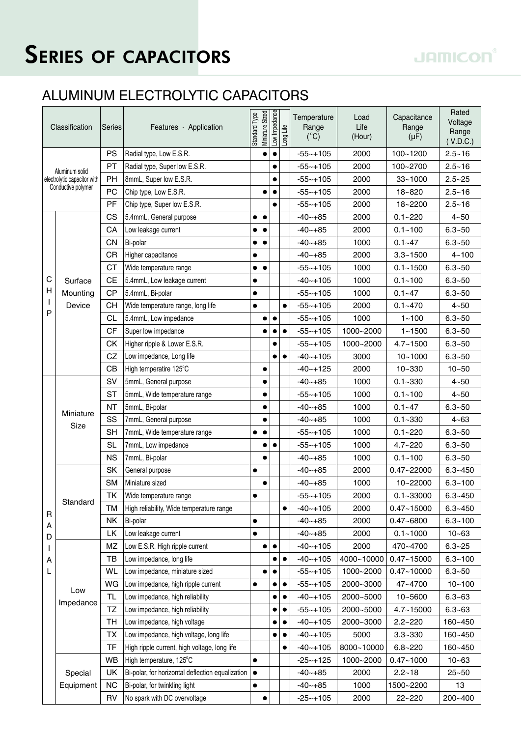# SERIES OF CAPACITORS

## ALUMINUM ELECTROLYTIC CAPACITORS

| Classification | | Series | Features · Application | Standard Type | Miniature Sized | Low Impedance | Long Life | Temperature Range (°C) | Load Life (Hour) | Capacitance Range (μF) | Rated Voltage Range ( V.D.C.) |
|---|---|---|---|---|---|---|---|---|---|---|---|
| Aluminum solid electrolytic capacitor with Conductive polymer | | PS | Radial type, Low E.S.R. | | ● | ● | | -55~+105 | 2000 | 100~1200 | 2.5~16 |
| | | PT | Radial type, Super low E.S.R. | | | ● | | -55~+105 | 2000 | 100~2700 | 2.5~16 |
| | | PH | 8mmL, Super low E.S.R. | | | ● | | -55~+105 | 2000 | 33~1000 | 2.5~25 |
| | | PC | Chip type, Low E.S.R. | | ● | ● | | -55~+105 | 2000 | 18~820 | 2.5~16 |
| | | PF | Chip type, Super low E.S.R. | | | ● | | -55~+105 | 2000 | 18~2200 | 2.5~16 |
| CHIP | Surface Mounting Device | CS | 5.4mmL, General purpose | ● | ● | | | -40~+85 | 2000 | 0.1~220 | 4~50 |
| | | CA | Low leakage current | ● | ● | | | -40~+85 | 2000 | 0.1~100 | 6.3~50 |
| | | CN | Bi-polar | ● | ● | | | -40~+85 | 1000 | 0.1~47 | 6.3~50 |
| | | CR | Higher capacitance | ● | | | | -40~+85 | 2000 | 3.3~1500 | 4~100 |
| | | CT | Wide temperature range | ● | ● | | | -55~+105 | 1000 | 0.1~1500 | 6.3~50 |
| | | CE | 5.4mmL, Low leakage current | ● | | | | -40~+105 | 1000 | 0.1~100 | 6.3~50 |
| | | CP | 5.4mmL, Bi-polar | ● | | | | -55~+105 | 1000 | 0.1~47 | 6.3~50 |
| | | CH | Wide temperature range, long life | ● | | | ● | -55~+105 | 2000 | 0.1~470 | 4~50 |
| | | CL | 5.4mmL, Low impedance | | ● | ● | | -55~+105 | 1000 | 1~100 | 6.3~50 |
| | | CF | Super low impedance | | ● | ● | ● | -55~+105 | 1000~2000 | 1~1500 | 6.3~50 |
| | | CK | Higher ripple & Lower E.S.R. | | | ● | | -55~+105 | 1000~2000 | 4.7~1500 | 6.3~50 |
| | | CZ | Low impedance, Long life | | | ● | ● | -40~+105 | 3000 | 10~1000 | 6.3~50 |
| | | CB | High temperatire 125°C | | ● | | | -40~+125 | 2000 | 10~330 | 10~50 |
| RADIAL | Miniature Size | SV | 5mmL, General purpose | | ● | | | -40~+85 | 1000 | 0.1~330 | 4~50 |
| | | ST | 5mmL, Wide temperature range | | ● | | | -55~+105 | 1000 | 0.1~100 | 4~50 |
| | | NT | 5mmL, Bi-polar | | ● | | | -40~+85 | 1000 | 0.1~47 | 6.3~50 |
| | | SS | 7mmL, General purpose | | ● | | | -40~+85 | 1000 | 0.1~330 | 4~63 |
| | | SH | 7mmL, Wide temperature range | ● | ● | | | -55~+105 | 1000 | 0.1~220 | 6.3~50 |
| | | SL | 7mmL, Low impedance | | ● | ● | | -55~+105 | 1000 | 4.7~220 | 6.3~50 |
| | | NS | 7mmL, Bi-polar | | ● | | | -40~+85 | 1000 | 0.1~100 | 6.3~50 |
| | Standard | SK | General purpose | ● | | | | -40~+85 | 2000 | 0.47~22000 | 6.3~450 |
| | | SM | Miniature sized | | ● | | | -40~+85 | 1000 | 10~22000 | 6.3~100 |
| | | TK | Wide temperature range | ● | | | | -55~+105 | 2000 | 0.1~33000 | 6.3~450 |
| | | TM | High reliability, Wide temperature range | | | | ● | -40~+105 | 2000 | 0.47~15000 | 6.3~450 |
| | | NK | Bi-polar | ● | | | | -40~+85 | 2000 | 0.47~6800 | 6.3~100 |
| | | LK | Low leakage current | ● | | | | -40~+85 | 2000 | 0.1~1000 | 10~63 |
| | Low Impedance | MZ | Low E.S.R. High ripple current | | ● | ● | | -40~+105 | 2000 | 470~4700 | 6.3~25 |
| | | TB | Low impedance, long life | | | ● | ● | -40~+105 | 4000~10000 | 0.47~15000 | 6.3~100 |
| | | WL | Low impedance, miniature sized | | ● | ● | | -55~+105 | 1000~2000 | 0.47~10000 | 6.3~50 |
| | | WG | Low impedance, high ripple current | ● | | ● | ● | -55~+105 | 2000~3000 | 47~4700 | 10~100 |
| | | TL | Low impedance, high reliability | | | ● | ● | -40~+105 | 2000~5000 | 10~5600 | 6.3~63 |
| | | TZ | Low impedance, high reliability | | | ● | ● | -55~+105 | 2000~5000 | 4.7~15000 | 6.3~63 |
| | | TH | Low impedance, high voltage | | | ● | ● | -40~+105 | 2000~3000 | 2.2~220 | 160~450 |
| | | TX | Low impedance, high voltage, long life | | | ● | ● | -40~+105 | 5000 | 3.3~330 | 160~450 |
| | | TF | High ripple current, high voltage, long life | | | | ● | -40~+105 | 8000~10000 | 6.8~220 | 160~450 |
| | Special Equipment | WB | High temperature, 125°C | ● | | | | -25~+125 | 1000~2000 | 0.47~1000 | 10~63 |
| | | UK | Bi-polar, for horizontal deflection equalization | ● | | | | -40~+85 | 2000 | 2.2~18 | 25~50 |
| | | NC | Bi-polar, for twinkling light | ● | | | | -40~+85 | 1000 | 1500~2200 | 13 |
| | | RV | No spark with DC overvoltage | | ● | | | -25~+105 | 2000 | 22~220 | 200~400 |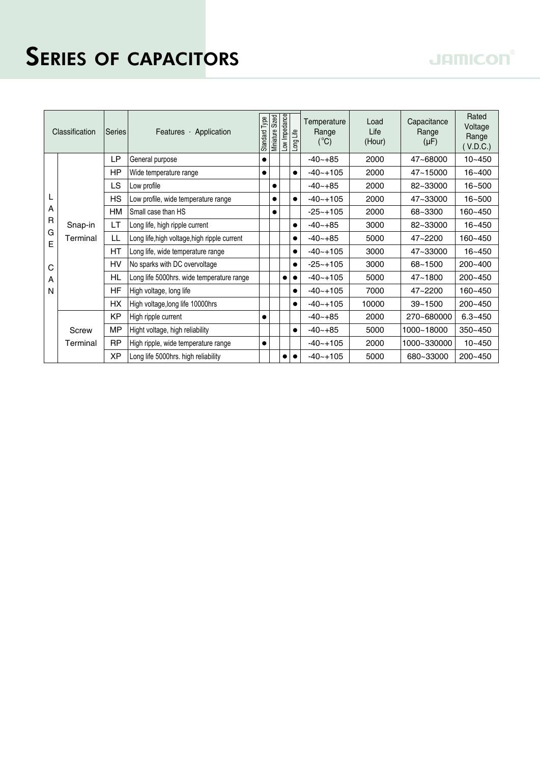# Series of capacitors

| Classification | | Series | Features · Application | Standard Type | Miniature Sized | Low Impedance | Long Life | Temperature Range (°C) | Load Life (Hour) | Capacitance Range (μF) | Rated Voltage Range (V.D.C.) |
|---|---|---|---|---|---|---|---|---|---|---|---|
| LARGE CAN | Snap-in Terminal | LP | General purpose | ● | | | | -40~+85 | 2000 | 47~68000 | 10~450 |
| | | HP | Wide temperature range | ● | | | ● | -40~+105 | 2000 | 47~15000 | 16~400 |
| | | LS | Low profile | | ● | | | -40~+85 | 2000 | 82~33000 | 16~500 |
| | | HS | Low profile, wide temperature range | | ● | | ● | -40~+105 | 2000 | 47~33000 | 16~500 |
| | | HM | Small case than HS | | ● | | | -25~+105 | 2000 | 68~3300 | 160~450 |
| | | LT | Long life, high ripple current | | | | ● | -40~+85 | 3000 | 82~33000 | 16~450 |
| | | LL | Long life,high voltage,high ripple current | | | | ● | -40~+85 | 5000 | 47~2200 | 160~450 |
| | | HT | Long life, wide temperature range | | | | ● | -40~+105 | 3000 | 47~33000 | 16~450 |
| | | HV | No sparks with DC overvoltage | | | | ● | -25~+105 | 3000 | 68~1500 | 200~400 |
| | | HL | Long life 5000hrs. wide temperature range | | | ● | ● | -40~+105 | 5000 | 47~1800 | 200~450 |
| | | HF | High voltage, long life | | | | ● | -40~+105 | 7000 | 47~2200 | 160~450 |
| | | HX | High voltage,long life 10000hrs | | | | ● | -40~+105 | 10000 | 39~1500 | 200~450 |
| | Screw Terminal | KP | High ripple current | ● | | | | -40~+85 | 2000 | 270~680000 | 6.3~450 |
| | | MP | Hight voltage, high reliability | | | | ● | -40~+85 | 5000 | 1000~18000 | 350~450 |
| | | RP | High ripple, wide temperature range | ● | | | | -40~+105 | 2000 | 1000~330000 | 10~450 |
| | | XP | Long life 5000hrs. high reliability | | | ● | ● | -40~+105 | 5000 | 680~33000 | 200~450 |